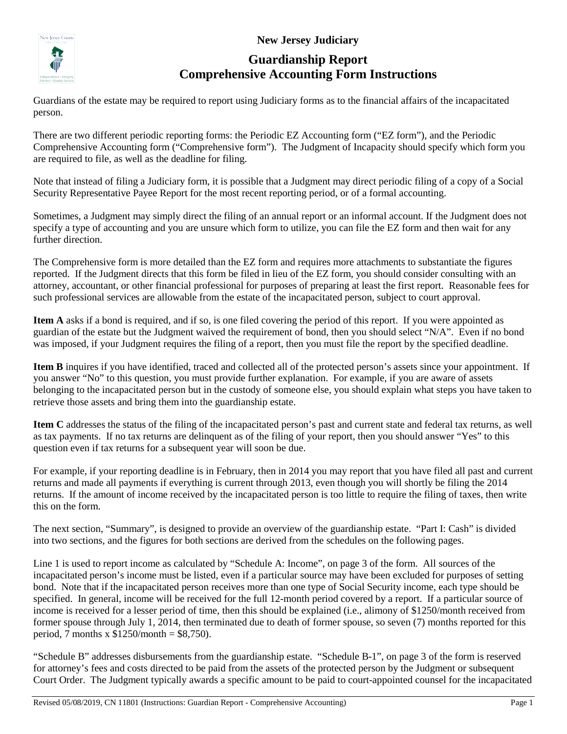**New Jersey Judiciary**

# Guardianship Report
# Comprehensive Accounting Form Instructions

Guardians of the estate may be required to report using Judiciary forms as to the financial affairs of the incapacitated person.

There are two different periodic reporting forms: the Periodic EZ Accounting form ("EZ form"), and the Periodic Comprehensive Accounting form ("Comprehensive form"). The Judgment of Incapacity should specify which form you are required to file, as well as the deadline for filing.

Note that instead of filing a Judiciary form, it is possible that a Judgment may direct periodic filing of a copy of a Social Security Representative Payee Report for the most recent reporting period, or of a formal accounting.

Sometimes, a Judgment may simply direct the filing of an annual report or an informal account. If the Judgment does not specify a type of accounting and you are unsure which form to utilize, you can file the EZ form and then wait for any further direction.

The Comprehensive form is more detailed than the EZ form and requires more attachments to substantiate the figures reported. If the Judgment directs that this form be filed in lieu of the EZ form, you should consider consulting with an attorney, accountant, or other financial professional for purposes of preparing at least the first report. Reasonable fees for such professional services are allowable from the estate of the incapacitated person, subject to court approval.

**Item A** asks if a bond is required, and if so, is one filed covering the period of this report. If you were appointed as guardian of the estate but the Judgment waived the requirement of bond, then you should select "N/A". Even if no bond was imposed, if your Judgment requires the filing of a report, then you must file the report by the specified deadline.

**Item B** inquires if you have identified, traced and collected all of the protected person's assets since your appointment. If you answer "No" to this question, you must provide further explanation. For example, if you are aware of assets belonging to the incapacitated person but in the custody of someone else, you should explain what steps you have taken to retrieve those assets and bring them into the guardianship estate.

**Item C** addresses the status of the filing of the incapacitated person's past and current state and federal tax returns, as well as tax payments. If no tax returns are delinquent as of the filing of your report, then you should answer "Yes" to this question even if tax returns for a subsequent year will soon be due.

For example, if your reporting deadline is in February, then in 2014 you may report that you have filed all past and current returns and made all payments if everything is current through 2013, even though you will shortly be filing the 2014 returns. If the amount of income received by the incapacitated person is too little to require the filing of taxes, then write this on the form.

The next section, "Summary", is designed to provide an overview of the guardianship estate. "Part I: Cash" is divided into two sections, and the figures for both sections are derived from the schedules on the following pages.

Line 1 is used to report income as calculated by "Schedule A: Income", on page 3 of the form. All sources of the incapacitated person's income must be listed, even if a particular source may have been excluded for purposes of setting bond. Note that if the incapacitated person receives more than one type of Social Security income, each type should be specified. In general, income will be received for the full 12-month period covered by a report. If a particular source of income is received for a lesser period of time, then this should be explained (i.e., alimony of $1250/month received from former spouse through July 1, 2014, then terminated due to death of former spouse, so seven (7) months reported for this period, 7 months x $1250/month = $8,750).

"Schedule B" addresses disbursements from the guardianship estate. "Schedule B-1", on page 3 of the form is reserved for attorney's fees and costs directed to be paid from the assets of the protected person by the Judgment or subsequent Court Order. The Judgment typically awards a specific amount to be paid to court-appointed counsel for the incapacitated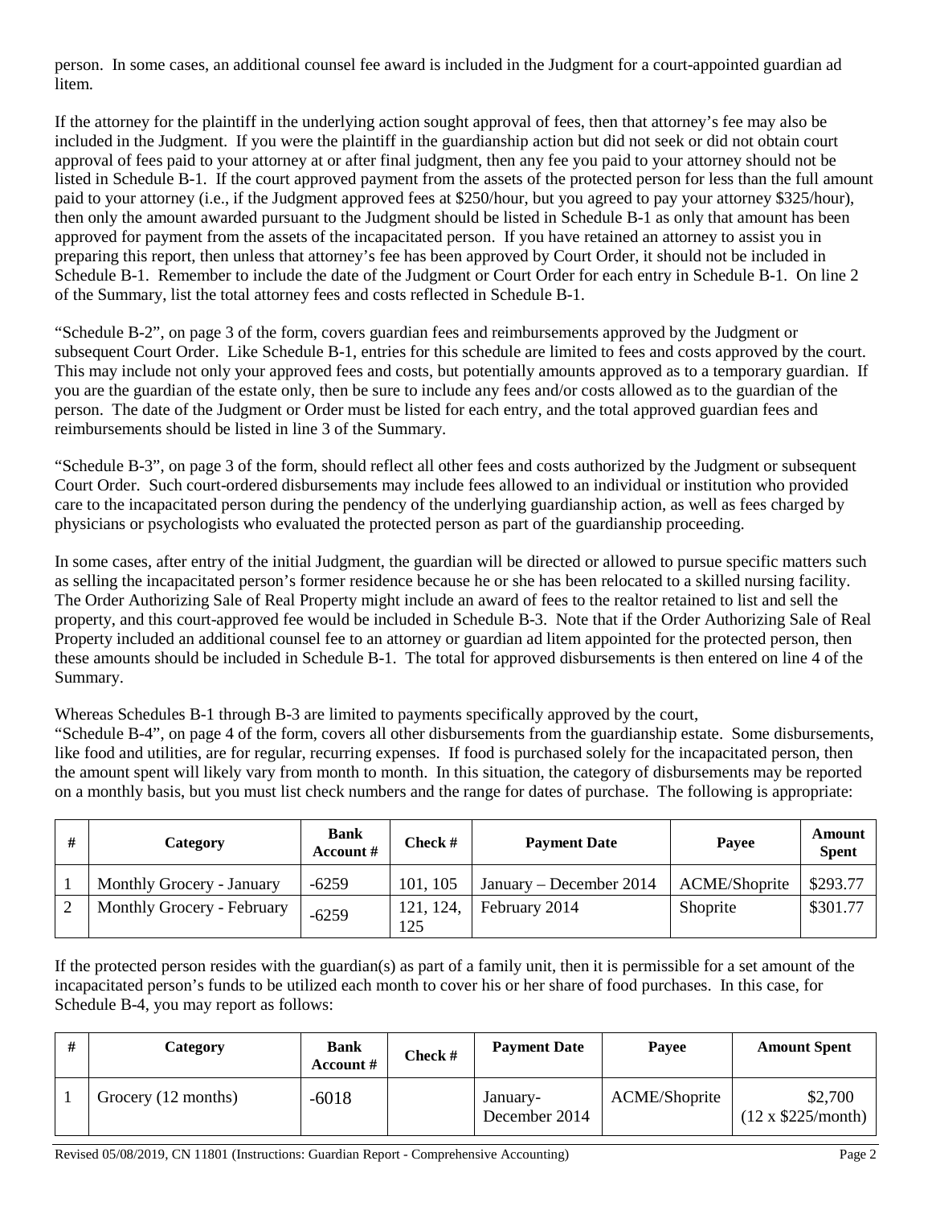person. In some cases, an additional counsel fee award is included in the Judgment for a court-appointed guardian ad litem.

If the attorney for the plaintiff in the underlying action sought approval of fees, then that attorney's fee may also be included in the Judgment. If you were the plaintiff in the guardianship action but did not seek or did not obtain court approval of fees paid to your attorney at or after final judgment, then any fee you paid to your attorney should not be listed in Schedule B-1. If the court approved payment from the assets of the protected person for less than the full amount paid to your attorney (i.e., if the Judgment approved fees at $250/hour, but you agreed to pay your attorney $325/hour), then only the amount awarded pursuant to the Judgment should be listed in Schedule B-1 as only that amount has been approved for payment from the assets of the incapacitated person. If you have retained an attorney to assist you in preparing this report, then unless that attorney's fee has been approved by Court Order, it should not be included in Schedule B-1. Remember to include the date of the Judgment or Court Order for each entry in Schedule B-1. On line 2 of the Summary, list the total attorney fees and costs reflected in Schedule B-1.

"Schedule B-2", on page 3 of the form, covers guardian fees and reimbursements approved by the Judgment or subsequent Court Order. Like Schedule B-1, entries for this schedule are limited to fees and costs approved by the court. This may include not only your approved fees and costs, but potentially amounts approved as to a temporary guardian. If you are the guardian of the estate only, then be sure to include any fees and/or costs allowed as to the guardian of the person. The date of the Judgment or Order must be listed for each entry, and the total approved guardian fees and reimbursements should be listed in line 3 of the Summary.

"Schedule B-3", on page 3 of the form, should reflect all other fees and costs authorized by the Judgment or subsequent Court Order. Such court-ordered disbursements may include fees allowed to an individual or institution who provided care to the incapacitated person during the pendency of the underlying guardianship action, as well as fees charged by physicians or psychologists who evaluated the protected person as part of the guardianship proceeding.

In some cases, after entry of the initial Judgment, the guardian will be directed or allowed to pursue specific matters such as selling the incapacitated person's former residence because he or she has been relocated to a skilled nursing facility. The Order Authorizing Sale of Real Property might include an award of fees to the realtor retained to list and sell the property, and this court-approved fee would be included in Schedule B-3. Note that if the Order Authorizing Sale of Real Property included an additional counsel fee to an attorney or guardian ad litem appointed for the protected person, then these amounts should be included in Schedule B-1. The total for approved disbursements is then entered on line 4 of the Summary.

Whereas Schedules B-1 through B-3 are limited to payments specifically approved by the court, "Schedule B-4", on page 4 of the form, covers all other disbursements from the guardianship estate. Some disbursements, like food and utilities, are for regular, recurring expenses. If food is purchased solely for the incapacitated person, then the amount spent will likely vary from month to month. In this situation, the category of disbursements may be reported on a monthly basis, but you must list check numbers and the range for dates of purchase. The following is appropriate:

| # | Category | Bank Account # | Check # | Payment Date | Payee | Amount Spent |
|---|---|---|---|---|---|---|
| 1 | Monthly Grocery - January | -6259 | 101, 105 | January – December 2014 | ACME/Shoprite | $293.77 |
| 2 | Monthly Grocery - February | -6259 | 121, 124, 125 | February 2014 | Shoprite | $301.77 |

If the protected person resides with the guardian(s) as part of a family unit, then it is permissible for a set amount of the incapacitated person's funds to be utilized each month to cover his or her share of food purchases. In this case, for Schedule B-4, you may report as follows:

| # | Category | Bank Account # | Check # | Payment Date | Payee | Amount Spent |
|---|---|---|---|---|---|---|
| 1 | Grocery (12 months) | -6018 | | January-December 2014 | ACME/Shoprite | $2,700 (12 x $225/month) |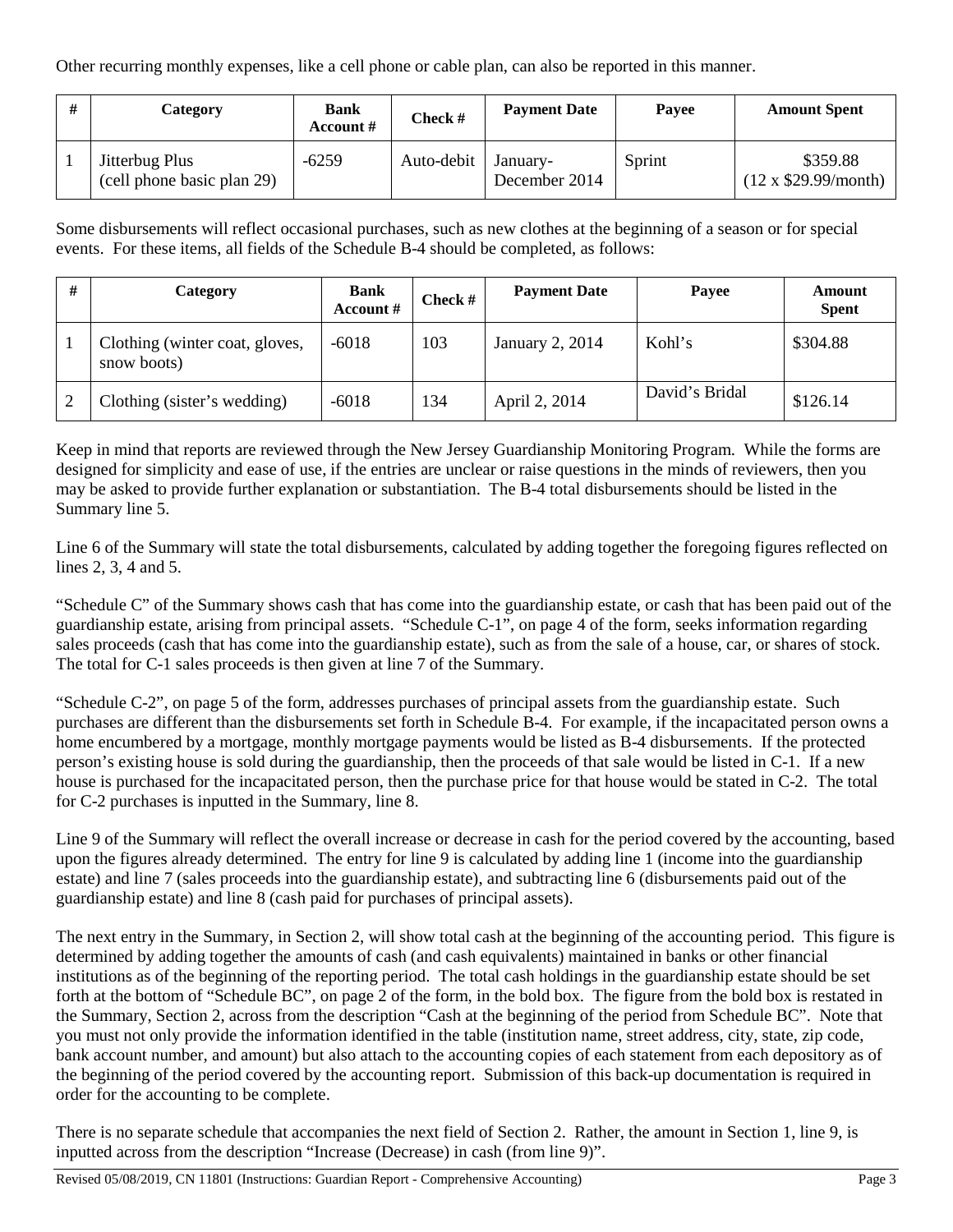Other recurring monthly expenses, like a cell phone or cable plan, can also be reported in this manner.

| # | Category | Bank Account # | Check # | Payment Date | Payee | Amount Spent |
|---|---|---|---|---|---|---|
| 1 | Jitterbug Plus (cell phone basic plan 29) | -6259 | Auto-debit | January-December 2014 | Sprint | \$359.88 (12 x \$29.99/month) |

Some disbursements will reflect occasional purchases, such as new clothes at the beginning of a season or for special events. For these items, all fields of the Schedule B-4 should be completed, as follows:

| # | Category | Bank Account # | Check # | Payment Date | Payee | Amount Spent |
|---|---|---|---|---|---|---|
| 1 | Clothing (winter coat, gloves, snow boots) | -6018 | 103 | January 2, 2014 | Kohl's | \$304.88 |
| 2 | Clothing (sister's wedding) | -6018 | 134 | April 2, 2014 | David's Bridal | \$126.14 |

Keep in mind that reports are reviewed through the New Jersey Guardianship Monitoring Program. While the forms are designed for simplicity and ease of use, if the entries are unclear or raise questions in the minds of reviewers, then you may be asked to provide further explanation or substantiation. The B-4 total disbursements should be listed in the Summary line 5.

Line 6 of the Summary will state the total disbursements, calculated by adding together the foregoing figures reflected on lines 2, 3, 4 and 5.

"Schedule C" of the Summary shows cash that has come into the guardianship estate, or cash that has been paid out of the guardianship estate, arising from principal assets. "Schedule C-1", on page 4 of the form, seeks information regarding sales proceeds (cash that has come into the guardianship estate), such as from the sale of a house, car, or shares of stock. The total for C-1 sales proceeds is then given at line 7 of the Summary.

"Schedule C-2", on page 5 of the form, addresses purchases of principal assets from the guardianship estate. Such purchases are different than the disbursements set forth in Schedule B-4. For example, if the incapacitated person owns a home encumbered by a mortgage, monthly mortgage payments would be listed as B-4 disbursements. If the protected person's existing house is sold during the guardianship, then the proceeds of that sale would be listed in C-1. If a new house is purchased for the incapacitated person, then the purchase price for that house would be stated in C-2. The total for C-2 purchases is inputted in the Summary, line 8.

Line 9 of the Summary will reflect the overall increase or decrease in cash for the period covered by the accounting, based upon the figures already determined. The entry for line 9 is calculated by adding line 1 (income into the guardianship estate) and line 7 (sales proceeds into the guardianship estate), and subtracting line 6 (disbursements paid out of the guardianship estate) and line 8 (cash paid for purchases of principal assets).

The next entry in the Summary, in Section 2, will show total cash at the beginning of the accounting period. This figure is determined by adding together the amounts of cash (and cash equivalents) maintained in banks or other financial institutions as of the beginning of the reporting period. The total cash holdings in the guardianship estate should be set forth at the bottom of "Schedule BC", on page 2 of the form, in the bold box. The figure from the bold box is restated in the Summary, Section 2, across from the description "Cash at the beginning of the period from Schedule BC". Note that you must not only provide the information identified in the table (institution name, street address, city, state, zip code, bank account number, and amount) but also attach to the accounting copies of each statement from each depository as of the beginning of the period covered by the accounting report. Submission of this back-up documentation is required in order for the accounting to be complete.

There is no separate schedule that accompanies the next field of Section 2. Rather, the amount in Section 1, line 9, is inputted across from the description "Increase (Decrease) in cash (from line 9)".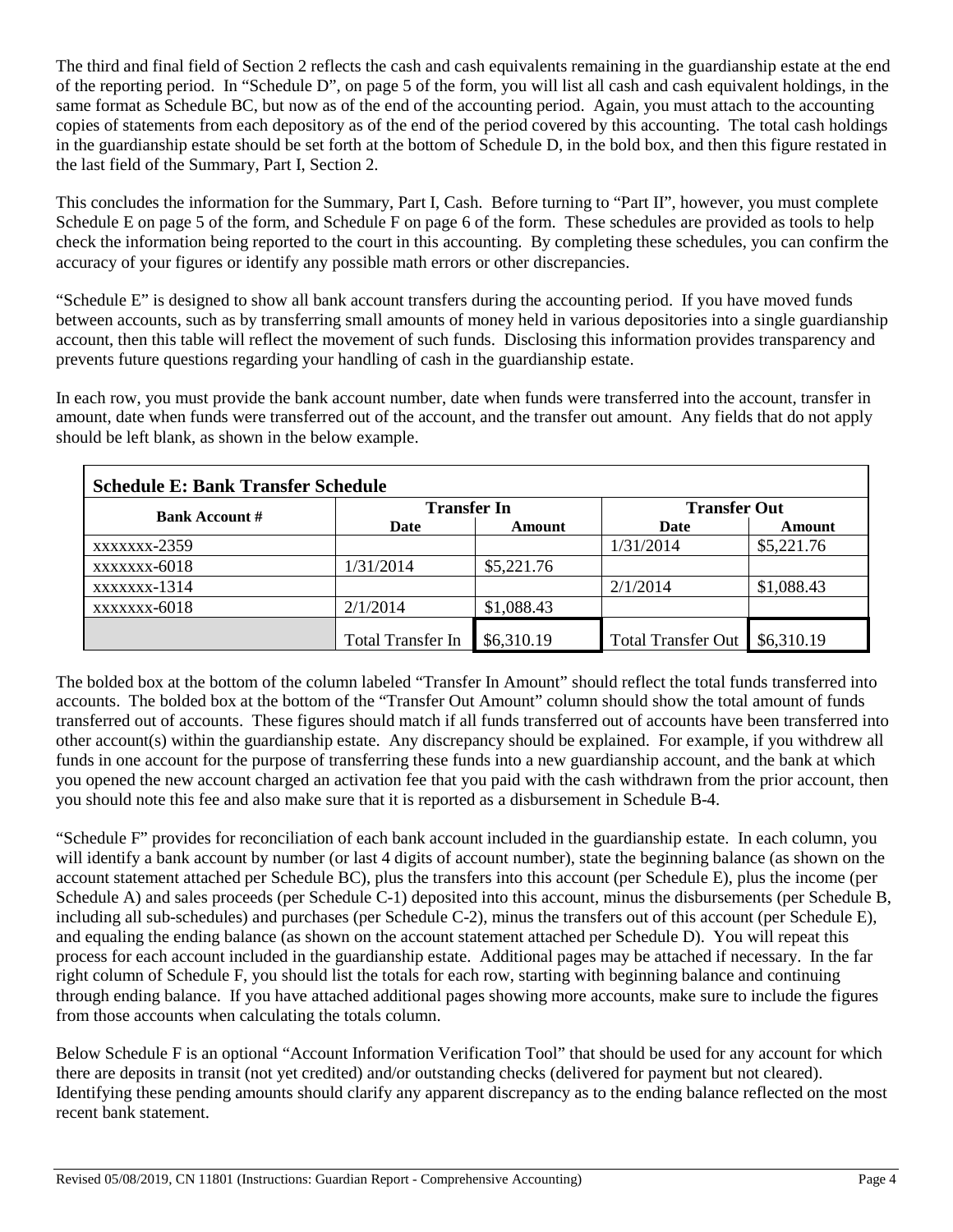The third and final field of Section 2 reflects the cash and cash equivalents remaining in the guardianship estate at the end of the reporting period. In "Schedule D", on page 5 of the form, you will list all cash and cash equivalent holdings, in the same format as Schedule BC, but now as of the end of the accounting period. Again, you must attach to the accounting copies of statements from each depository as of the end of the period covered by this accounting. The total cash holdings in the guardianship estate should be set forth at the bottom of Schedule D, in the bold box, and then this figure restated in the last field of the Summary, Part I, Section 2.

This concludes the information for the Summary, Part I, Cash. Before turning to "Part II", however, you must complete Schedule E on page 5 of the form, and Schedule F on page 6 of the form. These schedules are provided as tools to help check the information being reported to the court in this accounting. By completing these schedules, you can confirm the accuracy of your figures or identify any possible math errors or other discrepancies.

"Schedule E" is designed to show all bank account transfers during the accounting period. If you have moved funds between accounts, such as by transferring small amounts of money held in various depositories into a single guardianship account, then this table will reflect the movement of such funds. Disclosing this information provides transparency and prevents future questions regarding your handling of cash in the guardianship estate.

In each row, you must provide the bank account number, date when funds were transferred into the account, transfer in amount, date when funds were transferred out of the account, and the transfer out amount. Any fields that do not apply should be left blank, as shown in the below example.

**Schedule E: Bank Transfer Schedule**

| Bank Account # | Transfer In | | Transfer Out | |
|---|---|---|---|---|
| | Date | Amount | Date | Amount |
| xxxxxxx-2359 | | | 1/31/2014 | $5,221.76 |
| xxxxxxx-6018 | 1/31/2014 | $5,221.76 | | |
| xxxxxxx-1314 | | | 2/1/2014 | $1,088.43 |
| xxxxxxx-6018 | 2/1/2014 | $1,088.43 | | |
| | Total Transfer In | $6,310.19 | Total Transfer Out | $6,310.19 |

The bolded box at the bottom of the column labeled "Transfer In Amount" should reflect the total funds transferred into accounts. The bolded box at the bottom of the "Transfer Out Amount" column should show the total amount of funds transferred out of accounts. These figures should match if all funds transferred out of accounts have been transferred into other account(s) within the guardianship estate. Any discrepancy should be explained. For example, if you withdrew all funds in one account for the purpose of transferring these funds into a new guardianship account, and the bank at which you opened the new account charged an activation fee that you paid with the cash withdrawn from the prior account, then you should note this fee and also make sure that it is reported as a disbursement in Schedule B-4.

"Schedule F" provides for reconciliation of each bank account included in the guardianship estate. In each column, you will identify a bank account by number (or last 4 digits of account number), state the beginning balance (as shown on the account statement attached per Schedule BC), plus the transfers into this account (per Schedule E), plus the income (per Schedule A) and sales proceeds (per Schedule C-1) deposited into this account, minus the disbursements (per Schedule B, including all sub-schedules) and purchases (per Schedule C-2), minus the transfers out of this account (per Schedule E), and equaling the ending balance (as shown on the account statement attached per Schedule D). You will repeat this process for each account included in the guardianship estate. Additional pages may be attached if necessary. In the far right column of Schedule F, you should list the totals for each row, starting with beginning balance and continuing through ending balance. If you have attached additional pages showing more accounts, make sure to include the figures from those accounts when calculating the totals column.

Below Schedule F is an optional "Account Information Verification Tool" that should be used for any account for which there are deposits in transit (not yet credited) and/or outstanding checks (delivered for payment but not cleared). Identifying these pending amounts should clarify any apparent discrepancy as to the ending balance reflected on the most recent bank statement.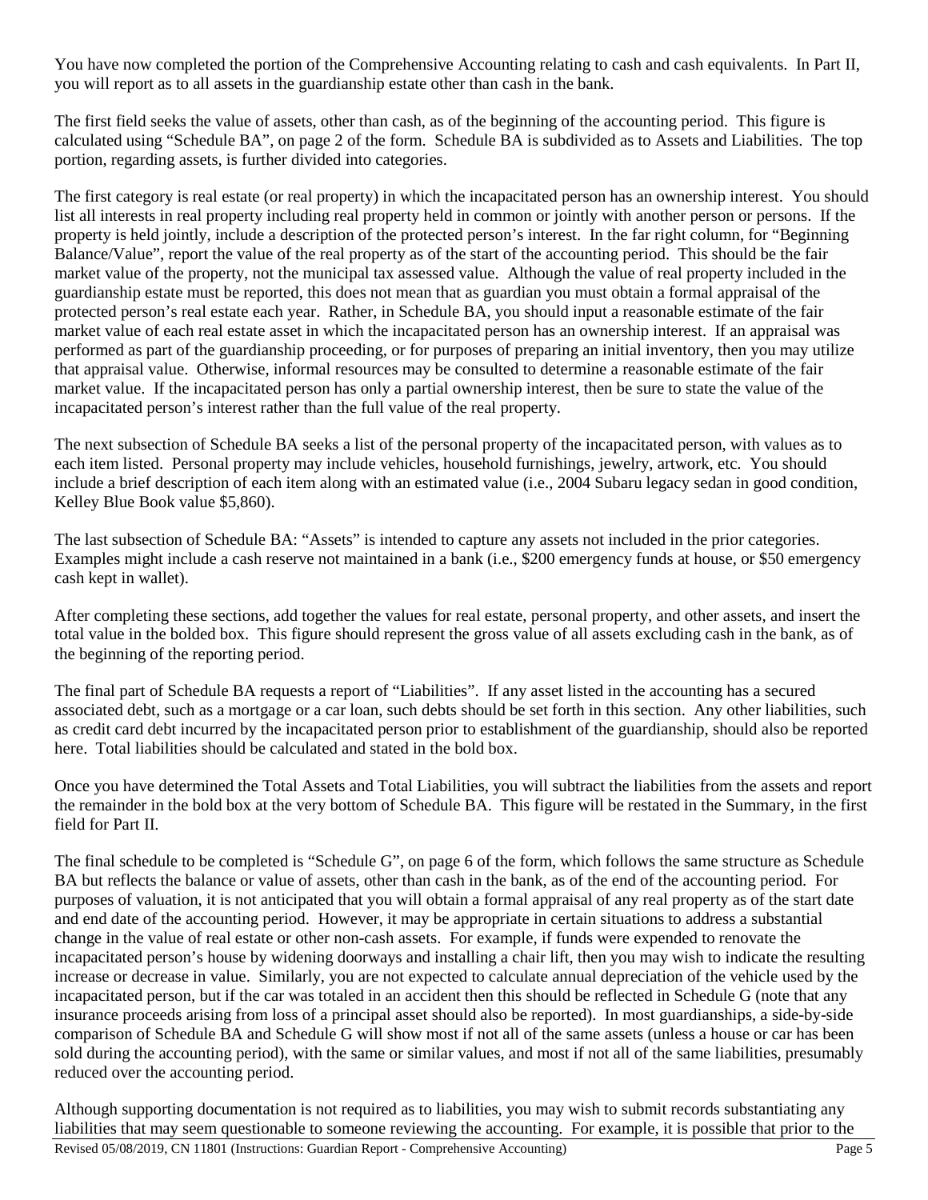You have now completed the portion of the Comprehensive Accounting relating to cash and cash equivalents. In Part II, you will report as to all assets in the guardianship estate other than cash in the bank.

The first field seeks the value of assets, other than cash, as of the beginning of the accounting period. This figure is calculated using "Schedule BA", on page 2 of the form. Schedule BA is subdivided as to Assets and Liabilities. The top portion, regarding assets, is further divided into categories.

The first category is real estate (or real property) in which the incapacitated person has an ownership interest. You should list all interests in real property including real property held in common or jointly with another person or persons. If the property is held jointly, include a description of the protected person's interest. In the far right column, for "Beginning Balance/Value", report the value of the real property as of the start of the accounting period. This should be the fair market value of the property, not the municipal tax assessed value. Although the value of real property included in the guardianship estate must be reported, this does not mean that as guardian you must obtain a formal appraisal of the protected person's real estate each year. Rather, in Schedule BA, you should input a reasonable estimate of the fair market value of each real estate asset in which the incapacitated person has an ownership interest. If an appraisal was performed as part of the guardianship proceeding, or for purposes of preparing an initial inventory, then you may utilize that appraisal value. Otherwise, informal resources may be consulted to determine a reasonable estimate of the fair market value. If the incapacitated person has only a partial ownership interest, then be sure to state the value of the incapacitated person's interest rather than the full value of the real property.

The next subsection of Schedule BA seeks a list of the personal property of the incapacitated person, with values as to each item listed. Personal property may include vehicles, household furnishings, jewelry, artwork, etc. You should include a brief description of each item along with an estimated value (i.e., 2004 Subaru legacy sedan in good condition, Kelley Blue Book value $5,860).

The last subsection of Schedule BA: "Assets" is intended to capture any assets not included in the prior categories. Examples might include a cash reserve not maintained in a bank (i.e., $200 emergency funds at house, or $50 emergency cash kept in wallet).

After completing these sections, add together the values for real estate, personal property, and other assets, and insert the total value in the bolded box. This figure should represent the gross value of all assets excluding cash in the bank, as of the beginning of the reporting period.

The final part of Schedule BA requests a report of "Liabilities". If any asset listed in the accounting has a secured associated debt, such as a mortgage or a car loan, such debts should be set forth in this section. Any other liabilities, such as credit card debt incurred by the incapacitated person prior to establishment of the guardianship, should also be reported here. Total liabilities should be calculated and stated in the bold box.

Once you have determined the Total Assets and Total Liabilities, you will subtract the liabilities from the assets and report the remainder in the bold box at the very bottom of Schedule BA. This figure will be restated in the Summary, in the first field for Part II.

The final schedule to be completed is "Schedule G", on page 6 of the form, which follows the same structure as Schedule BA but reflects the balance or value of assets, other than cash in the bank, as of the end of the accounting period. For purposes of valuation, it is not anticipated that you will obtain a formal appraisal of any real property as of the start date and end date of the accounting period. However, it may be appropriate in certain situations to address a substantial change in the value of real estate or other non-cash assets. For example, if funds were expended to renovate the incapacitated person's house by widening doorways and installing a chair lift, then you may wish to indicate the resulting increase or decrease in value. Similarly, you are not expected to calculate annual depreciation of the vehicle used by the incapacitated person, but if the car was totaled in an accident then this should be reflected in Schedule G (note that any insurance proceeds arising from loss of a principal asset should also be reported). In most guardianships, a side-by-side comparison of Schedule BA and Schedule G will show most if not all of the same assets (unless a house or car has been sold during the accounting period), with the same or similar values, and most if not all of the same liabilities, presumably reduced over the accounting period.

Although supporting documentation is not required as to liabilities, you may wish to submit records substantiating any liabilities that may seem questionable to someone reviewing the accounting. For example, it is possible that prior to the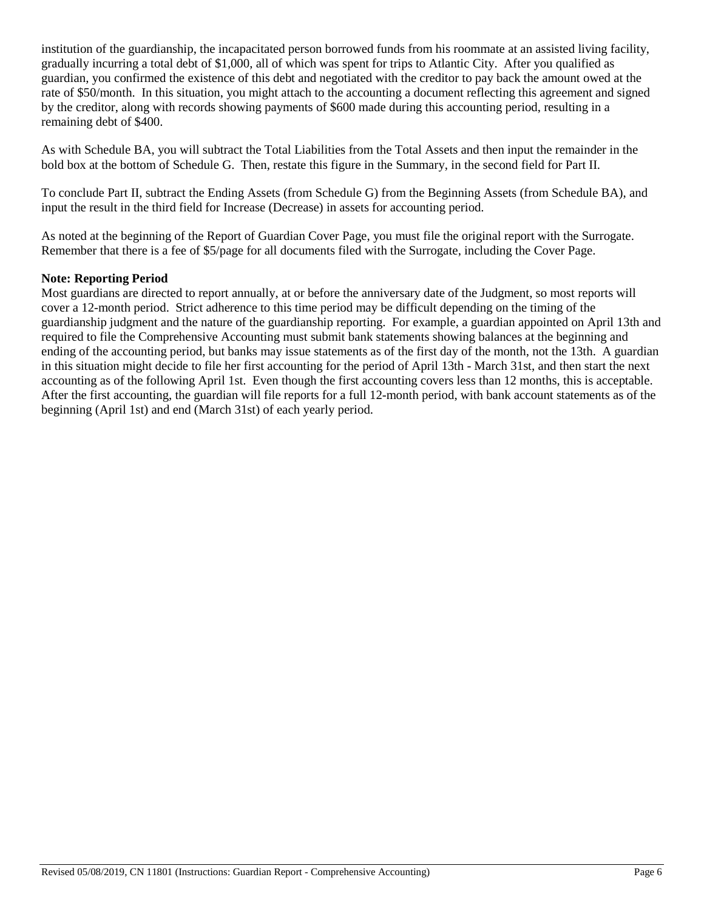institution of the guardianship, the incapacitated person borrowed funds from his roommate at an assisted living facility, gradually incurring a total debt of $1,000, all of which was spent for trips to Atlantic City. After you qualified as guardian, you confirmed the existence of this debt and negotiated with the creditor to pay back the amount owed at the rate of $50/month. In this situation, you might attach to the accounting a document reflecting this agreement and signed by the creditor, along with records showing payments of $600 made during this accounting period, resulting in a remaining debt of $400.

As with Schedule BA, you will subtract the Total Liabilities from the Total Assets and then input the remainder in the bold box at the bottom of Schedule G. Then, restate this figure in the Summary, in the second field for Part II.

To conclude Part II, subtract the Ending Assets (from Schedule G) from the Beginning Assets (from Schedule BA), and input the result in the third field for Increase (Decrease) in assets for accounting period.

As noted at the beginning of the Report of Guardian Cover Page, you must file the original report with the Surrogate. Remember that there is a fee of $5/page for all documents filed with the Surrogate, including the Cover Page.

**Note: Reporting Period**

Most guardians are directed to report annually, at or before the anniversary date of the Judgment, so most reports will cover a 12-month period. Strict adherence to this time period may be difficult depending on the timing of the guardianship judgment and the nature of the guardianship reporting. For example, a guardian appointed on April 13th and required to file the Comprehensive Accounting must submit bank statements showing balances at the beginning and ending of the accounting period, but banks may issue statements as of the first day of the month, not the 13th. A guardian in this situation might decide to file her first accounting for the period of April 13th - March 31st, and then start the next accounting as of the following April 1st. Even though the first accounting covers less than 12 months, this is acceptable. After the first accounting, the guardian will file reports for a full 12-month period, with bank account statements as of the beginning (April 1st) and end (March 31st) of each yearly period.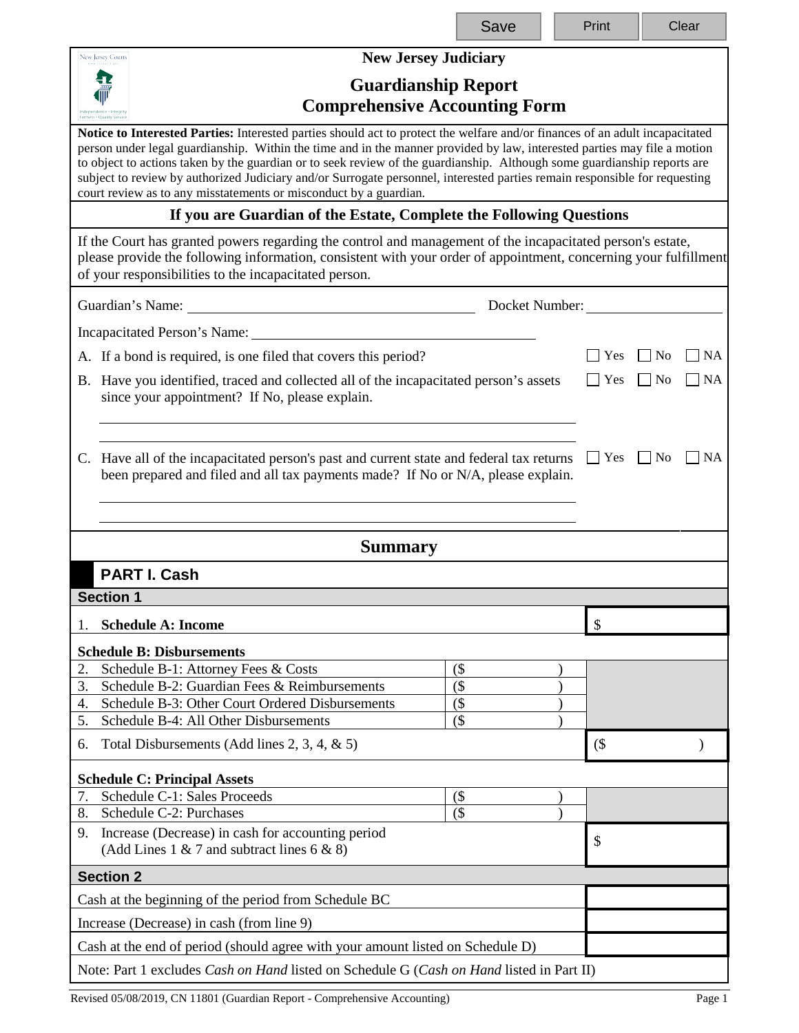Save | Print | Clear

**New Jersey Judiciary**

# Guardianship Report
# Comprehensive Accounting Form

**Notice to Interested Parties:** Interested parties should act to protect the welfare and/or finances of an adult incapacitated person under legal guardianship. Within the time and in the manner provided by law, interested parties may file a motion to object to actions taken by the guardian or to seek review of the guardianship. Although some guardianship reports are subject to review by authorized Judiciary and/or Surrogate personnel, interested parties remain responsible for requesting court review as to any misstatements or misconduct by a guardian.

## If you are Guardian of the Estate, Complete the Following Questions

If the Court has granted powers regarding the control and management of the incapacitated person's estate, please provide the following information, consistent with your order of appointment, concerning your fulfillment of your responsibilities to the incapacitated person.

Guardian's Name: ______________________ Docket Number: ______________

Incapacitated Person's Name: ______________________

A. If a bond is required, is one filed that covers this period? ☐ Yes ☐ No ☐ NA

B. Have you identified, traced and collected all of the incapacitated person's assets since your appointment? If No, please explain. ☐ Yes ☐ No ☐ NA

______________________________________________

______________________________________________

C. Have all of the incapacitated person's past and current state and federal tax returns been prepared and filed and all tax payments made? If No or N/A, please explain. ☐ Yes ☐ No ☐ NA

______________________________________________

______________________________________________

## Summary

### PART I. Cash

**Section 1**

| | | |
|---|---|---|
| 1. **Schedule A: Income** | | $ |
| **Schedule B: Disbursements** | | |
| 2. Schedule B-1: Attorney Fees & Costs | ($ ) | |
| 3. Schedule B-2: Guardian Fees & Reimbursements | ($ ) | |
| 4. Schedule B-3: Other Court Ordered Disbursements | ($ ) | |
| 5. Schedule B-4: All Other Disbursements | ($ ) | |
| 6. Total Disbursements (Add lines 2, 3, 4, & 5) | | ($ ) |
| **Schedule C: Principal Assets** | | |
| 7. Schedule C-1: Sales Proceeds | ($ ) | |
| 8. Schedule C-2: Purchases | ($ ) | |
| 9. Increase (Decrease) in cash for accounting period (Add Lines 1 & 7 and subtract lines 6 & 8) | | $ |

**Section 2**

| | |
|---|---|
| Cash at the beginning of the period from Schedule BC | |
| Increase (Decrease) in cash (from line 9) | |
| Cash at the end of period (should agree with your amount listed on Schedule D) | |

Note: Part 1 excludes *Cash on Hand* listed on Schedule G (*Cash on Hand* listed in Part II)

Revised 05/08/2019, CN 11801 (Guardian Report - Comprehensive Accounting)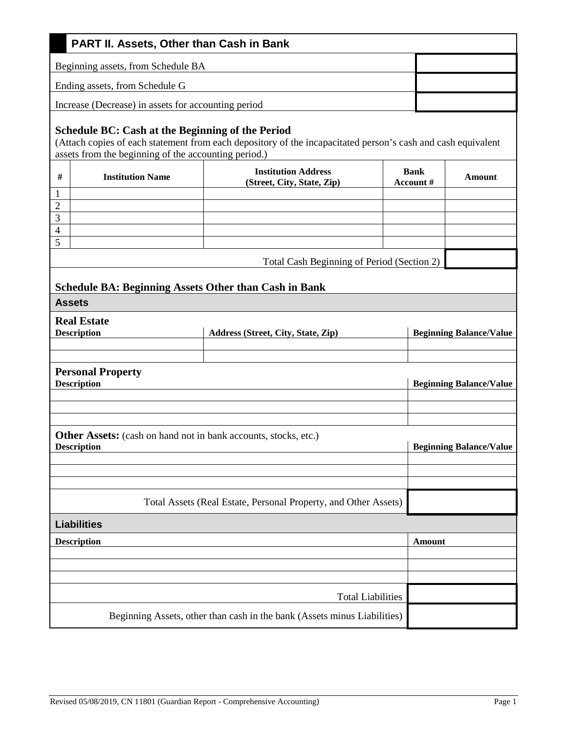## PART II. Assets, Other than Cash in Bank

| | |
|---|---|
| Beginning assets, from Schedule BA | |
| Ending assets, from Schedule G | |
| Increase (Decrease) in assets for accounting period | |

### Schedule BC: Cash at the Beginning of the Period

(Attach copies of each statement from each depository of the incapacitated person's cash and cash equivalent assets from the beginning of the accounting period.)

| # | Institution Name | Institution Address (Street, City, State, Zip) | Bank Account # | Amount |
|---|---|---|---|---|
| 1 | | | | |
| 2 | | | | |
| 3 | | | | |
| 4 | | | | |
| 5 | | | | |
| | | | Total Cash Beginning of Period (Section 2) | |

### Schedule BA: Beginning Assets Other than Cash in Bank

#### Assets

**Real Estate**

| Description | Address (Street, City, State, Zip) | Beginning Balance/Value |
|---|---|---|
| | | |
| | | |

**Personal Property**

| Description | Beginning Balance/Value |
|---|---|
| | |
| | |
| | |

**Other Assets:** (cash on hand not in bank accounts, stocks, etc.)

| Description | Beginning Balance/Value |
|---|---|
| | |
| | |
| | |
| Total Assets (Real Estate, Personal Property, and Other Assets) | |

#### Liabilities

| Description | Amount |
|---|---|
| | |
| | |
| | |
| Total Liabilities | |
| Beginning Assets, other than cash in the bank (Assets minus Liabilities) | |

Revised 05/08/2019, CN 11801 (Guardian Report - Comprehensive Accounting)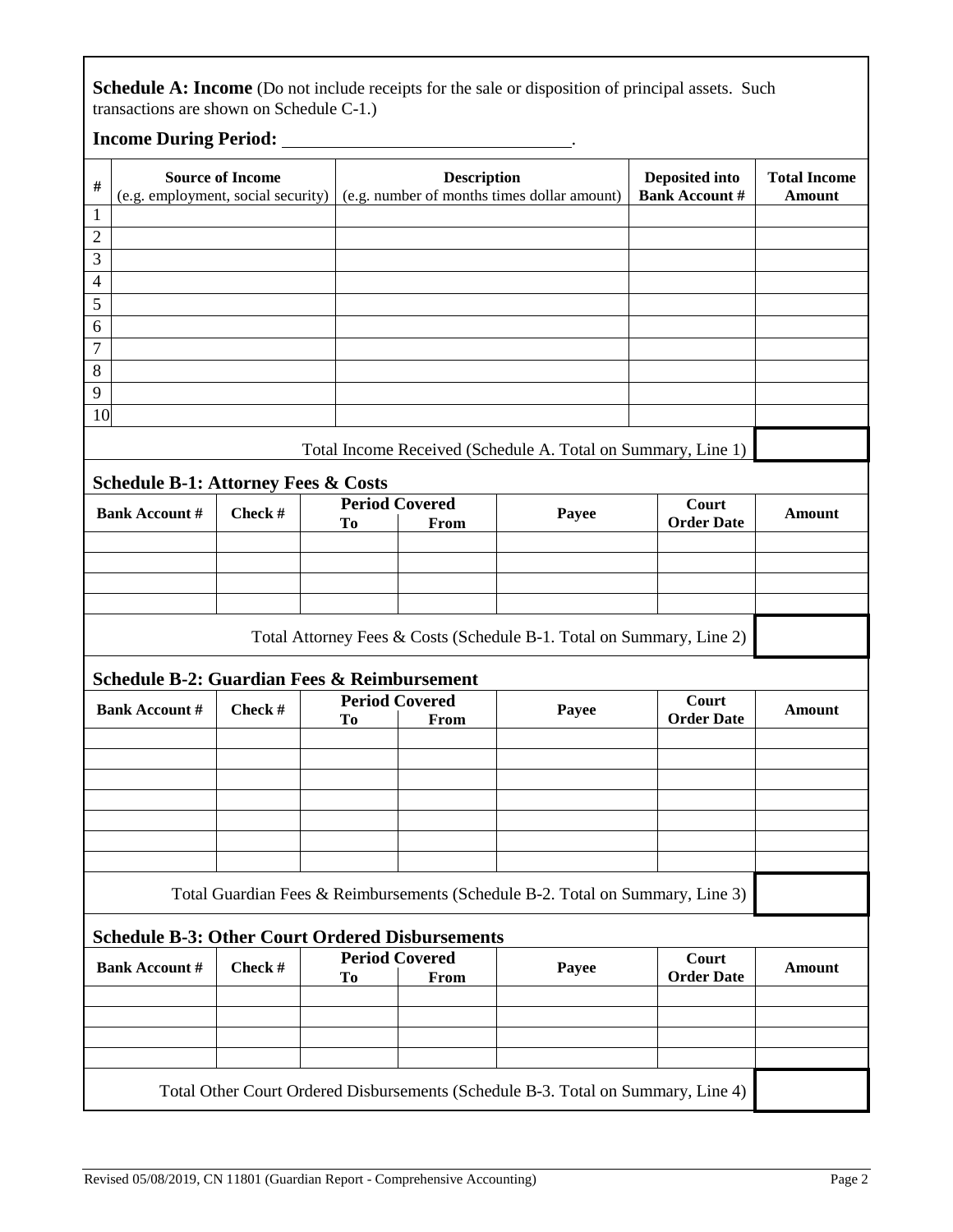**Schedule A: Income** (Do not include receipts for the sale or disposition of principal assets. Such transactions are shown on Schedule C-1.)

**Income During Period:** ______________________________.

| # | Source of Income (e.g. employment, social security) | Description (e.g. number of months times dollar amount) | Deposited into Bank Account # | Total Income Amount |
|---|---|---|---|---|
| 1 | | | | |
| 2 | | | | |
| 3 | | | | |
| 4 | | | | |
| 5 | | | | |
| 6 | | | | |
| 7 | | | | |
| 8 | | | | |
| 9 | | | | |
| 10 | | | | |
| | | | Total Income Received (Schedule A. Total on Summary, Line 1) | |

### Schedule B-1: Attorney Fees & Costs

| Bank Account # | Check # | Period Covered To | Period Covered From | Payee | Court Order Date | Amount |
|---|---|---|---|---|---|---|
| | | | | | | |
| | | | | | | |
| | | | | | | |
| | | | | | | |
| | | | | | Total Attorney Fees & Costs (Schedule B-1. Total on Summary, Line 2) | |

### Schedule B-2: Guardian Fees & Reimbursement

| Bank Account # | Check # | Period Covered To | Period Covered From | Payee | Court Order Date | Amount |
|---|---|---|---|---|---|---|
| | | | | | | |
| | | | | | | |
| | | | | | | |
| | | | | | | |
| | | | | | | |
| | | | | | | |
| | | | | | | |
| | | | | | Total Guardian Fees & Reimbursements (Schedule B-2. Total on Summary, Line 3) | |

### Schedule B-3: Other Court Ordered Disbursements

| Bank Account # | Check # | Period Covered To | Period Covered From | Payee | Court Order Date | Amount |
|---|---|---|---|---|---|---|
| | | | | | | |
| | | | | | | |
| | | | | | | |
| | | | | | | |
| | | | | | Total Other Court Ordered Disbursements (Schedule B-3. Total on Summary, Line 4) | |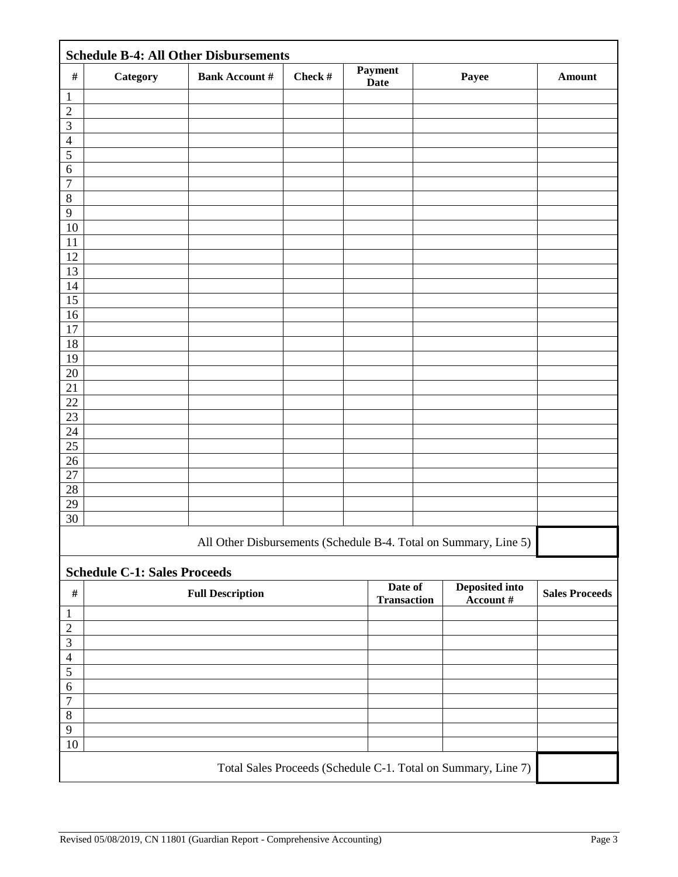### Schedule B-4: All Other Disbursements

| # | Category | Bank Account # | Check # | Payment Date | Payee | Amount |
|---|---|---|---|---|---|---|
| 1 | | | | | | |
| 2 | | | | | | |
| 3 | | | | | | |
| 4 | | | | | | |
| 5 | | | | | | |
| 6 | | | | | | |
| 7 | | | | | | |
| 8 | | | | | | |
| 9 | | | | | | |
| 10 | | | | | | |
| 11 | | | | | | |
| 12 | | | | | | |
| 13 | | | | | | |
| 14 | | | | | | |
| 15 | | | | | | |
| 16 | | | | | | |
| 17 | | | | | | |
| 18 | | | | | | |
| 19 | | | | | | |
| 20 | | | | | | |
| 21 | | | | | | |
| 22 | | | | | | |
| 23 | | | | | | |
| 24 | | | | | | |
| 25 | | | | | | |
| 26 | | | | | | |
| 27 | | | | | | |
| 28 | | | | | | |
| 29 | | | | | | |
| 30 | | | | | | |
| All Other Disbursements (Schedule B-4. Total on Summary, Line 5) | | | | | | |

### Schedule C-1: Sales Proceeds

| # | Full Description | Date of Transaction | Deposited into Account # | Sales Proceeds |
|---|---|---|---|---|
| 1 | | | | |
| 2 | | | | |
| 3 | | | | |
| 4 | | | | |
| 5 | | | | |
| 6 | | | | |
| 7 | | | | |
| 8 | | | | |
| 9 | | | | |
| 10 | | | | |
| Total Sales Proceeds (Schedule C-1. Total on Summary, Line 7) | | | | |

Revised 05/08/2019, CN 11801 (Guardian Report - Comprehensive Accounting)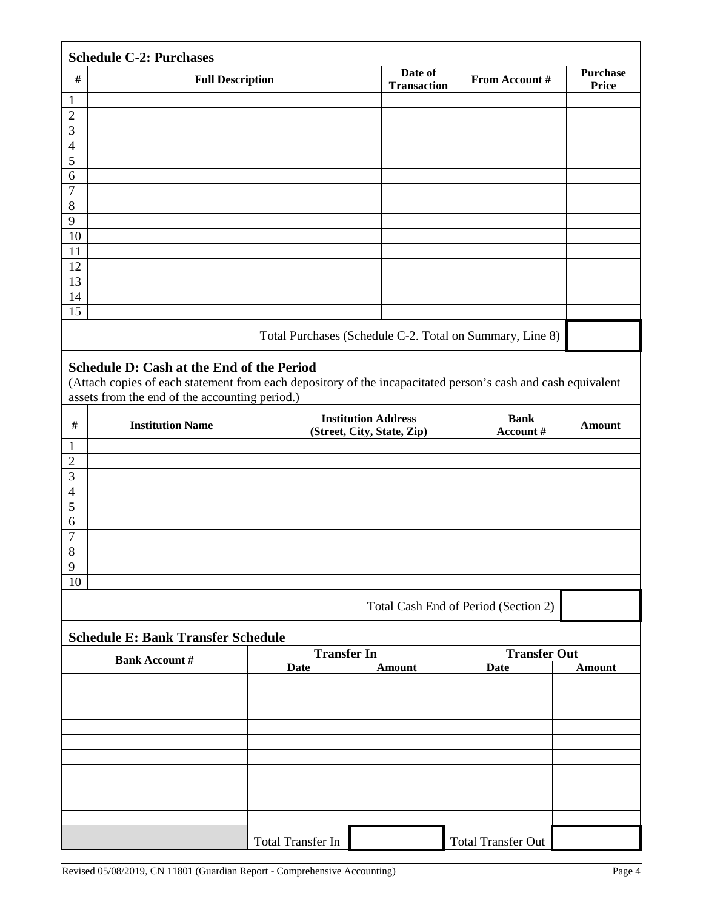### Schedule C-2: Purchases

| # | Full Description | Date of Transaction | From Account # | Purchase Price |
|---|---|---|---|---|
| 1 | | | | |
| 2 | | | | |
| 3 | | | | |
| 4 | | | | |
| 5 | | | | |
| 6 | | | | |
| 7 | | | | |
| 8 | | | | |
| 9 | | | | |
| 10 | | | | |
| 11 | | | | |
| 12 | | | | |
| 13 | | | | |
| 14 | | | | |
| 15 | | | | |
| | | | Total Purchases (Schedule C-2. Total on Summary, Line 8) | |

### Schedule D: Cash at the End of the Period

(Attach copies of each statement from each depository of the incapacitated person's cash and cash equivalent assets from the end of the accounting period.)

| # | Institution Name | Institution Address (Street, City, State, Zip) | Bank Account # | Amount |
|---|---|---|---|---|
| 1 | | | | |
| 2 | | | | |
| 3 | | | | |
| 4 | | | | |
| 5 | | | | |
| 6 | | | | |
| 7 | | | | |
| 8 | | | | |
| 9 | | | | |
| 10 | | | | |
| | | | Total Cash End of Period (Section 2) | |

### Schedule E: Bank Transfer Schedule

| Bank Account # | Transfer In | | Transfer Out | |
|---|---|---|---|---|
| | Date | Amount | Date | Amount |
| | | | | |
| | | | | |
| | | | | |
| | | | | |
| | | | | |
| | | | | |
| | | | | |
| | | | | |
| | | | | |
| | | | | |
| | Total Transfer In | | Total Transfer Out | |

Revised 05/08/2019, CN 11801 (Guardian Report - Comprehensive Accounting)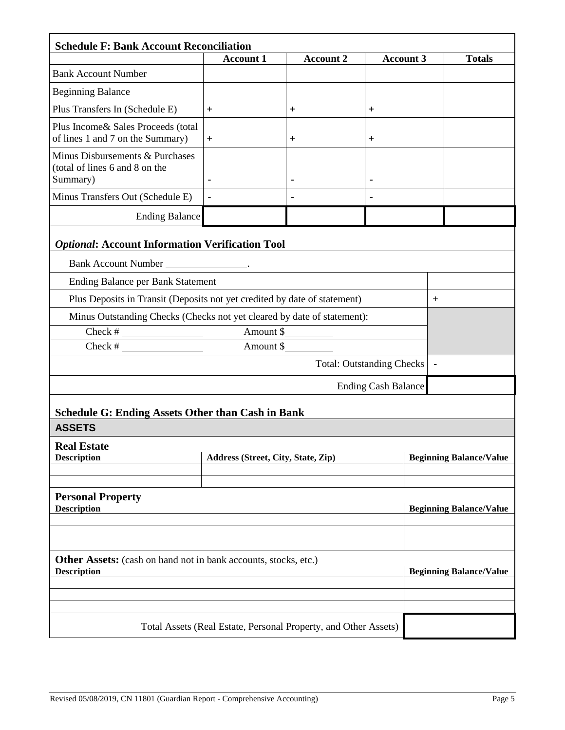### Schedule F: Bank Account Reconciliation

| | Account 1 | Account 2 | Account 3 | Totals |
|---|---|---|---|---|
| Bank Account Number | | | | |
| Beginning Balance | | | | |
| Plus Transfers In (Schedule E) | + | + | + | |
| Plus Income& Sales Proceeds (total of lines 1 and 7 on the Summary) | + | + | + | |
| Minus Disbursements & Purchases (total of lines 6 and 8 on the Summary) | - | - | - | |
| Minus Transfers Out (Schedule E) | - | - | - | |
| Ending Balance | | | | |

### *Optional*: Account Information Verification Tool

Bank Account Number ________________.

| | |
|---|---|
| Ending Balance per Bank Statement | |
| Plus Deposits in Transit (Deposits not yet credited by date of statement) | + |
| Minus Outstanding Checks (Checks not yet cleared by date of statement): | |
| Check # ________________ Amount $_________ | |
| Check # ________________ Amount $_________ | |
| Total: Outstanding Checks | - |
| Ending Cash Balance | |

### Schedule G: Ending Assets Other than Cash in Bank

**ASSETS**

**Real Estate**

| Description | Address (Street, City, State, Zip) | Beginning Balance/Value |
|---|---|---|
| | | |
| | | |

**Personal Property**

| Description | Beginning Balance/Value |
|---|---|
| | |
| | |
| | |

**Other Assets:** (cash on hand not in bank accounts, stocks, etc.)

| Description | Beginning Balance/Value |
|---|---|
| | |
| | |
| | |
| Total Assets (Real Estate, Personal Property, and Other Assets) | |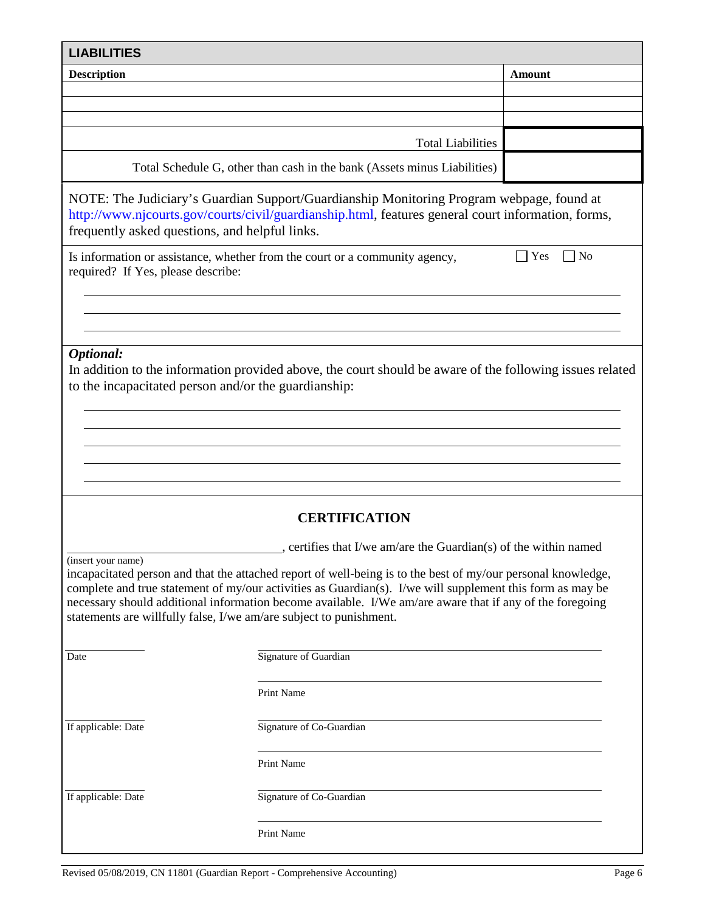## LIABILITIES

| Description | Amount |
|---|---|
| | |
| | |
| | |
| Total Liabilities | |
| Total Schedule G, other than cash in the bank (Assets minus Liabilities) | |

NOTE: The Judiciary's Guardian Support/Guardianship Monitoring Program webpage, found at http://www.njcourts.gov/courts/civil/guardianship.html, features general court information, forms, frequently asked questions, and helpful links.

Is information or assistance, whether from the court or a community agency, required? If Yes, please describe: ☐ Yes ☐ No

______________________________________________________________________

______________________________________________________________________

______________________________________________________________________

***Optional:***
In addition to the information provided above, the court should be aware of the following issues related to the incapacitated person and/or the guardianship:

______________________________________________________________________

______________________________________________________________________

______________________________________________________________________

______________________________________________________________________

______________________________________________________________________

### CERTIFICATION

______________________________, certifies that I/we am/are the Guardian(s) of the within named
(insert your name)
incapacitated person and that the attached report of well-being is to the best of my/our personal knowledge, complete and true statement of my/our activities as Guardian(s). I/we will supplement this form as may be necessary should additional information become available. I/We am/are aware that if any of the foregoing statements are willfully false, I/we am/are subject to punishment.

| | |
|---|---|
| Date | Signature of Guardian |
| | Print Name |
| If applicable: Date | Signature of Co-Guardian |
| | Print Name |
| If applicable: Date | Signature of Co-Guardian |
| | Print Name |

Revised 05/08/2019, CN 11801 (Guardian Report - Comprehensive Accounting)